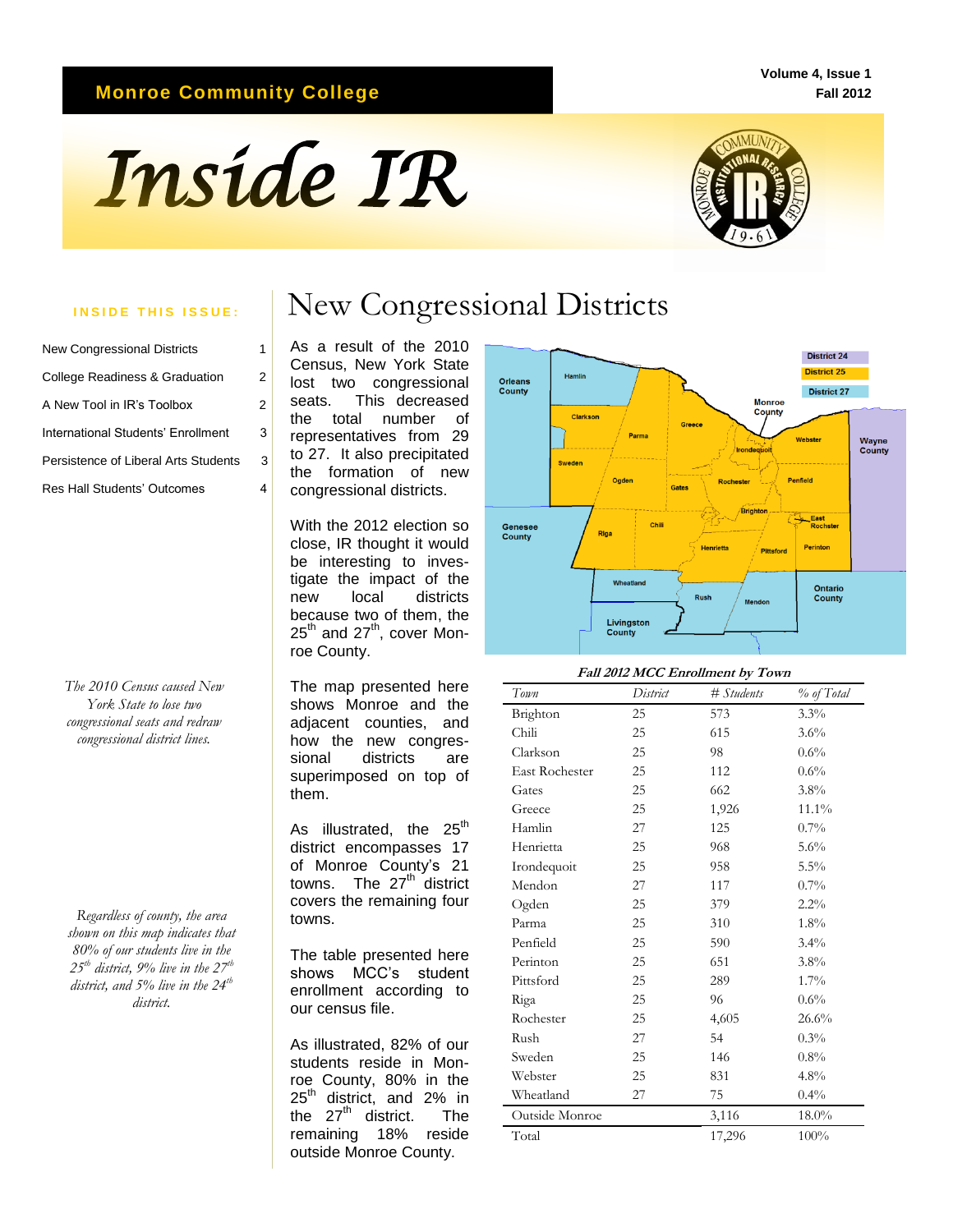**Monroe Community College**

Volume 4, Issue 1
Fall 2012

# Inside IR

**INSIDE THIS ISSUE:**

- New Congressional Districts — 1
- College Readiness & Graduation — 2
- A New Tool in IR's Toolbox — 2
- International Students' Enrollment — 3
- Persistence of Liberal Arts Students — 3
- Res Hall Students' Outcomes — 4

*The 2010 Census caused New York State to lose two congressional seats and redraw congressional district lines.*

*Regardless of county, the area shown on this map indicates that 80% of our students live in the 25th district, 9% live in the 27th district, and 5% live in the 24th district.*

## New Congressional Districts

As a result of the 2010 Census, New York State lost two congressional seats. This decreased the total number of representatives from 29 to 27. It also precipitated the formation of new congressional districts.

With the 2012 election so close, IR thought it would be interesting to investigate the impact of the new local districts because two of them, the 25th and 27th, cover Monroe County.

The map presented here shows Monroe and the adjacent counties, and how the new congressional districts are superimposed on top of them.

As illustrated, the 25th district encompasses 17 of Monroe County's 21 towns. The 27th district covers the remaining four towns.

The table presented here shows MCC's student enrollment according to our census file.

As illustrated, 82% of our students reside in Monroe County, 80% in the 25th district, and 2% in the 27th district. The remaining 18% reside outside Monroe County.

**Fall 2012 MCC Enrollment by Town**

| Town | District | # Students | % of Total |
|---|---|---|---|
| Brighton | 25 | 573 | 3.3% |
| Chili | 25 | 615 | 3.6% |
| Clarkson | 25 | 98 | 0.6% |
| East Rochester | 25 | 112 | 0.6% |
| Gates | 25 | 662 | 3.8% |
| Greece | 25 | 1,926 | 11.1% |
| Hamlin | 27 | 125 | 0.7% |
| Henrietta | 25 | 968 | 5.6% |
| Irondequoit | 25 | 958 | 5.5% |
| Mendon | 27 | 117 | 0.7% |
| Ogden | 25 | 379 | 2.2% |
| Parma | 25 | 310 | 1.8% |
| Penfield | 25 | 590 | 3.4% |
| Perinton | 25 | 651 | 3.8% |
| Pittsford | 25 | 289 | 1.7% |
| Riga | 25 | 96 | 0.6% |
| Rochester | 25 | 4,605 | 26.6% |
| Rush | 27 | 54 | 0.3% |
| Sweden | 25 | 146 | 0.8% |
| Webster | 25 | 831 | 4.8% |
| Wheatland | 27 | 75 | 0.4% |
| Outside Monroe | | 3,116 | 18.0% |
| Total | | 17,296 | 100% |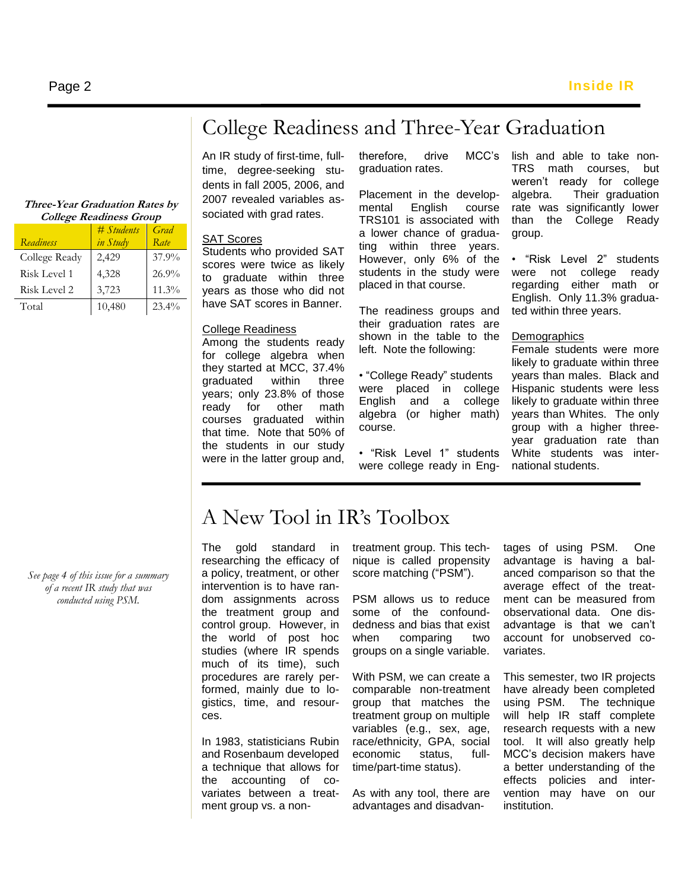# College Readiness and Three-Year Graduation

**Three-Year Graduation Rates by College Readiness Group**

| *Readiness* | *# Students in Study* | *Grad Rate* |
|---|---|---|
| College Ready | 2,429 | 37.9% |
| Risk Level 1 | 4,328 | 26.9% |
| Risk Level 2 | 3,723 | 11.3% |
| Total | 10,480 | 23.4% |

An IR study of first-time, full-time, degree-seeking students in fall 2005, 2006, and 2007 revealed variables associated with grad rates.

## SAT Scores

Students who provided SAT scores were twice as likely to graduate within three years as those who did not have SAT scores in Banner.

## College Readiness

Among the students ready for college algebra when they started at MCC, 37.4% graduated within three years; only 23.8% of those ready for other math courses graduated within that time. Note that 50% of the students in our study were in the latter group and, therefore, drive MCC's graduation rates.

Placement in the developmental English course TRS101 is associated with a lower chance of graduating within three years. However, only 6% of the students in the study were placed in that course.

The readiness groups and their graduation rates are shown in the table to the left. Note the following:

- "College Ready" students were placed in college English and a college algebra (or higher math) course.
- "Risk Level 1" students were college ready in English and able to take non-TRS math courses, but weren't ready for college algebra. Their graduation rate was significantly lower than the College Ready group.
- "Risk Level 2" students were not college ready regarding either math or English. Only 11.3% graduated within three years.

## Demographics

Female students were more likely to graduate within three years than males. Black and Hispanic students were less likely to graduate within three years than Whites. The only group with a higher three-year graduation rate than White students was international students.

# A New Tool in IR's Toolbox

*See page 4 of this issue for a summary of a recent IR study that was conducted using PSM.*

The gold standard in researching the efficacy of a policy, treatment, or other intervention is to have random assignments across the treatment group and control group. However, in the world of post hoc studies (where IR spends much of its time), such procedures are rarely performed, mainly due to logistics, time, and resources.

In 1983, statisticians Rubin and Rosenbaum developed a technique that allows for the accounting of co-variates between a treatment group vs. a non-treatment group. This technique is called propensity score matching ("PSM").

PSM allows us to reduce some of the confoundedness and bias that exist when comparing two groups on a single variable.

With PSM, we can create a comparable non-treatment group that matches the treatment group on multiple variables (e.g., sex, age, race/ethnicity, GPA, social economic status, full-time/part-time status).

As with any tool, there are advantages and disadvantages of using PSM. One advantage is having a balanced comparison so that the average effect of the treatment can be measured from observational data. One disadvantage is that we can't account for unobserved co-variates.

This semester, two IR projects have already been completed using PSM. The technique will help IR staff complete research requests with a new tool. It will also greatly help MCC's decision makers have a better understanding of the effects policies and intervention may have on our institution.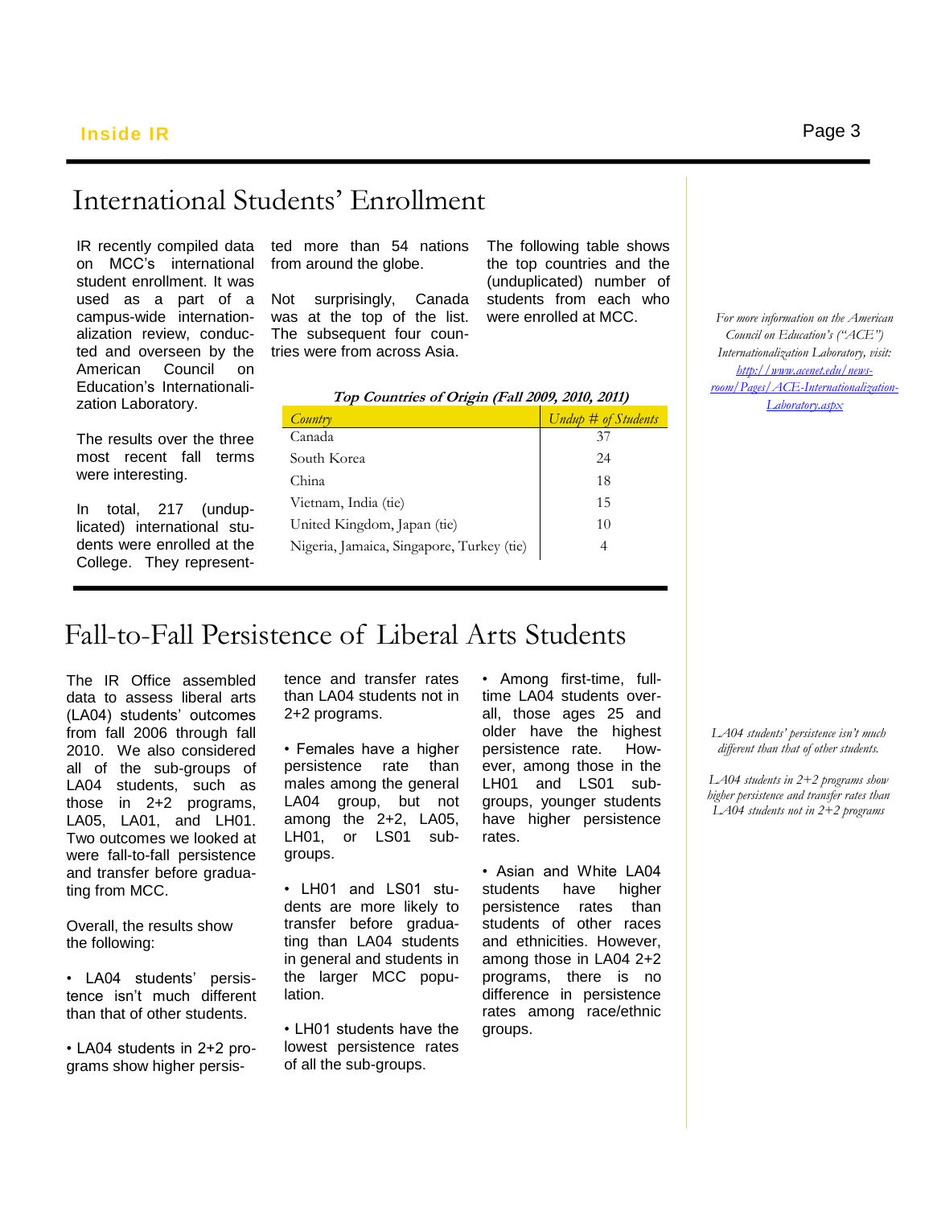## International Students' Enrollment

IR recently compiled data on MCC's international student enrollment. It was used as a part of a campus-wide internationalization review, conducted and overseen by the American Council on Education's Internationalization Laboratory.

The results over the three most recent fall terms were interesting.

In total, 217 (unduplicated) international students were enrolled at the College. They represented more than 54 nations from around the globe.

Not surprisingly, Canada was at the top of the list. The subsequent four countries were from across Asia.

The following table shows the top countries and the (unduplicated) number of students from each who were enrolled at MCC.

***Top Countries of Origin (Fall 2009, 2010, 2011)***

| *Country* | *Undup # of Students* |
|---|---|
| Canada | 37 |
| South Korea | 24 |
| China | 18 |
| Vietnam, India (tie) | 15 |
| United Kingdom, Japan (tie) | 10 |
| Nigeria, Jamaica, Singapore, Turkey (tie) | 4 |

*For more information on the American Council on Education's ("ACE") Internationalization Laboratory, visit: [http://www.acenet.edu/news-room/Pages/ACE-Internationalization-Laboratory.aspx](http://www.acenet.edu/news-room/Pages/ACE-Internationalization-Laboratory.aspx)*

## Fall-to-Fall Persistence of Liberal Arts Students

The IR Office assembled data to assess liberal arts (LA04) students' outcomes from fall 2006 through fall 2010. We also considered all of the sub-groups of LA04 students, such as those in 2+2 programs, LA05, LA01, and LH01. Two outcomes we looked at were fall-to-fall persistence and transfer before graduating from MCC.

Overall, the results show the following:

- LA04 students' persistence isn't much different than that of other students.
- LA04 students in 2+2 programs show higher persistence and transfer rates than LA04 students not in 2+2 programs.
- Females have a higher persistence rate than males among the general LA04 group, but not among the 2+2, LA05, LH01, or LS01 sub-groups.
- LH01 and LS01 students are more likely to transfer before graduating than LA04 students in general and students in the larger MCC population.
- LH01 students have the lowest persistence rates of all the sub-groups.
- Among first-time, full-time LA04 students overall, those ages 25 and older have the highest persistence rate. However, among those in the LH01 and LS01 sub-groups, younger students have higher persistence rates.
- Asian and White LA04 students have higher persistence rates than students of other races and ethnicities. However, among those in LA04 2+2 programs, there is no difference in persistence rates among race/ethnic groups.

*LA04 students' persistence isn't much different than that of other students.*

*LA04 students in 2+2 programs show higher persistence and transfer rates than LA04 students not in 2+2 programs*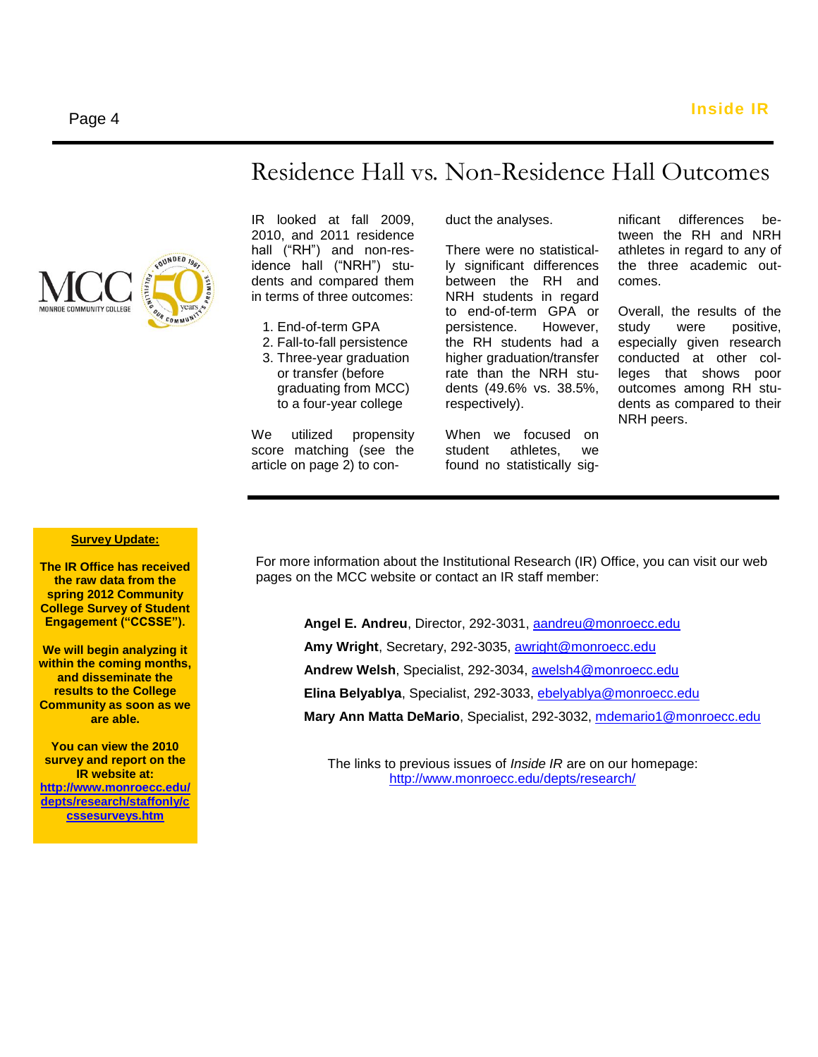# Residence Hall vs. Non-Residence Hall Outcomes

IR looked at fall 2009, 2010, and 2011 residence hall ("RH") and non-residence hall ("NRH") students and compared them in terms of three outcomes:

1. End-of-term GPA
2. Fall-to-fall persistence
3. Three-year graduation or transfer (before graduating from MCC) to a four-year college

We utilized propensity score matching (see the article on page 2) to conduct the analyses.

There were no statistically significant differences between the RH and NRH students in regard to end-of-term GPA or persistence. However, the RH students had a higher graduation/transfer rate than the NRH students (49.6% vs. 38.5%, respectively).

When we focused on student athletes, we found no statistically significant differences between the RH and NRH athletes in regard to any of the three academic outcomes.

Overall, the results of the study were positive, especially given research conducted at other colleges that shows poor outcomes among RH students as compared to their NRH peers.

**Survey Update:**

**The IR Office has received the raw data from the spring 2012 Community College Survey of Student Engagement ("CCSSE").**

**We will begin analyzing it within the coming months, and disseminate the results to the College Community as soon as we are able.**

**You can view the 2010 survey and report on the IR website at: [http://www.monroecc.edu/depts/research/staffonly/ccssesurveys.htm](http://www.monroecc.edu/depts/research/staffonly/ccssesurveys.htm)**

For more information about the Institutional Research (IR) Office, you can visit our web pages on the MCC website or contact an IR staff member:

**Angel E. Andreu**, Director, 292-3031, aandreu@monroecc.edu

**Amy Wright**, Secretary, 292-3035, awright@monroecc.edu

**Andrew Welsh**, Specialist, 292-3034, awelsh4@monroecc.edu

**Elina Belyablya**, Specialist, 292-3033, ebelyablya@monroecc.edu

**Mary Ann Matta DeMario**, Specialist, 292-3032, mdemario1@monroecc.edu

The links to previous issues of *Inside IR* are on our homepage: [http://www.monroecc.edu/depts/research/](http://www.monroecc.edu/depts/research/)